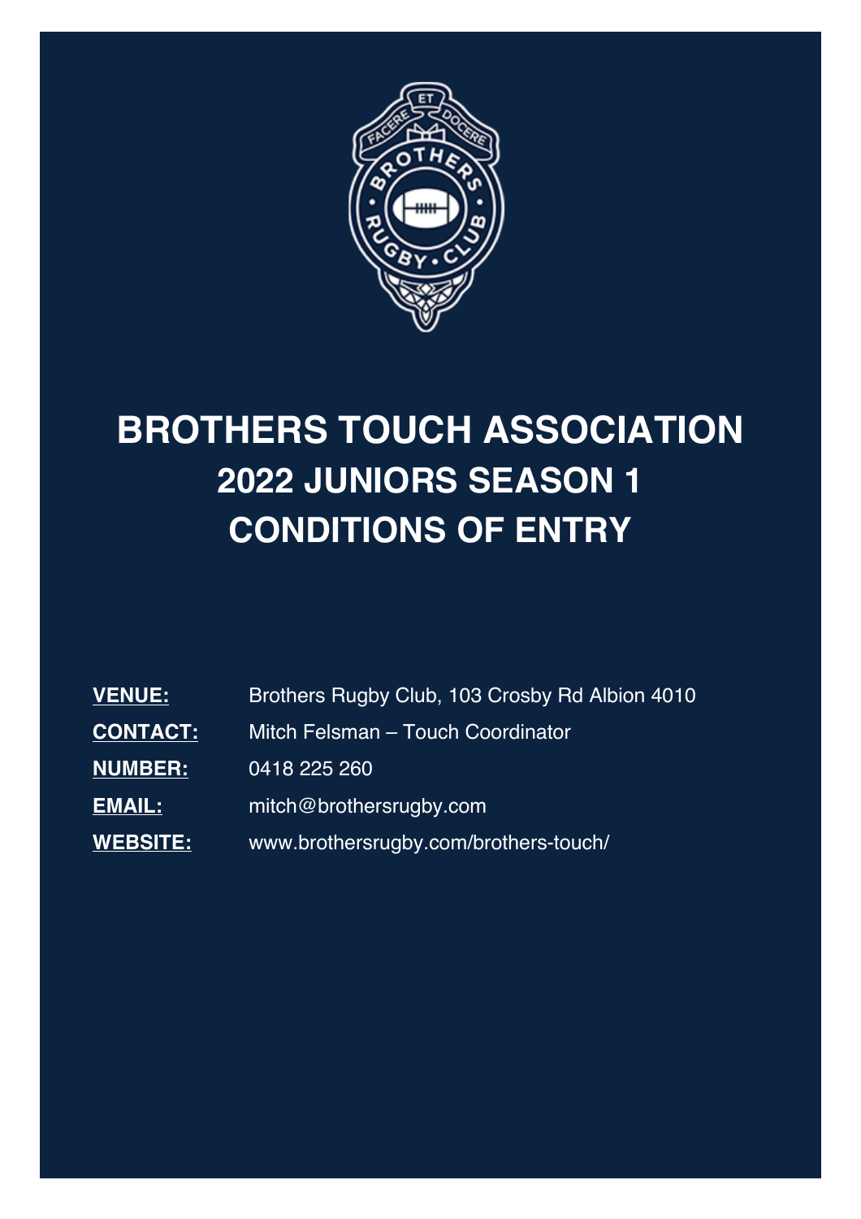# BROTHERS TOUCH ASSOCIATION

## 2022 JUNIORS SEASON 1

## CONDITIONS OF ENTRY

| | |
|---|---|
| **VENUE:** | Brothers Rugby Club, 103 Crosby Rd Albion 4010 |
| **CONTACT:** | Mitch Felsman – Touch Coordinator |
| **NUMBER:** | 0418 225 260 |
| **EMAIL:** | mitch@brothersrugby.com |
| **WEBSITE:** | www.brothersrugby.com/brothers-touch/ |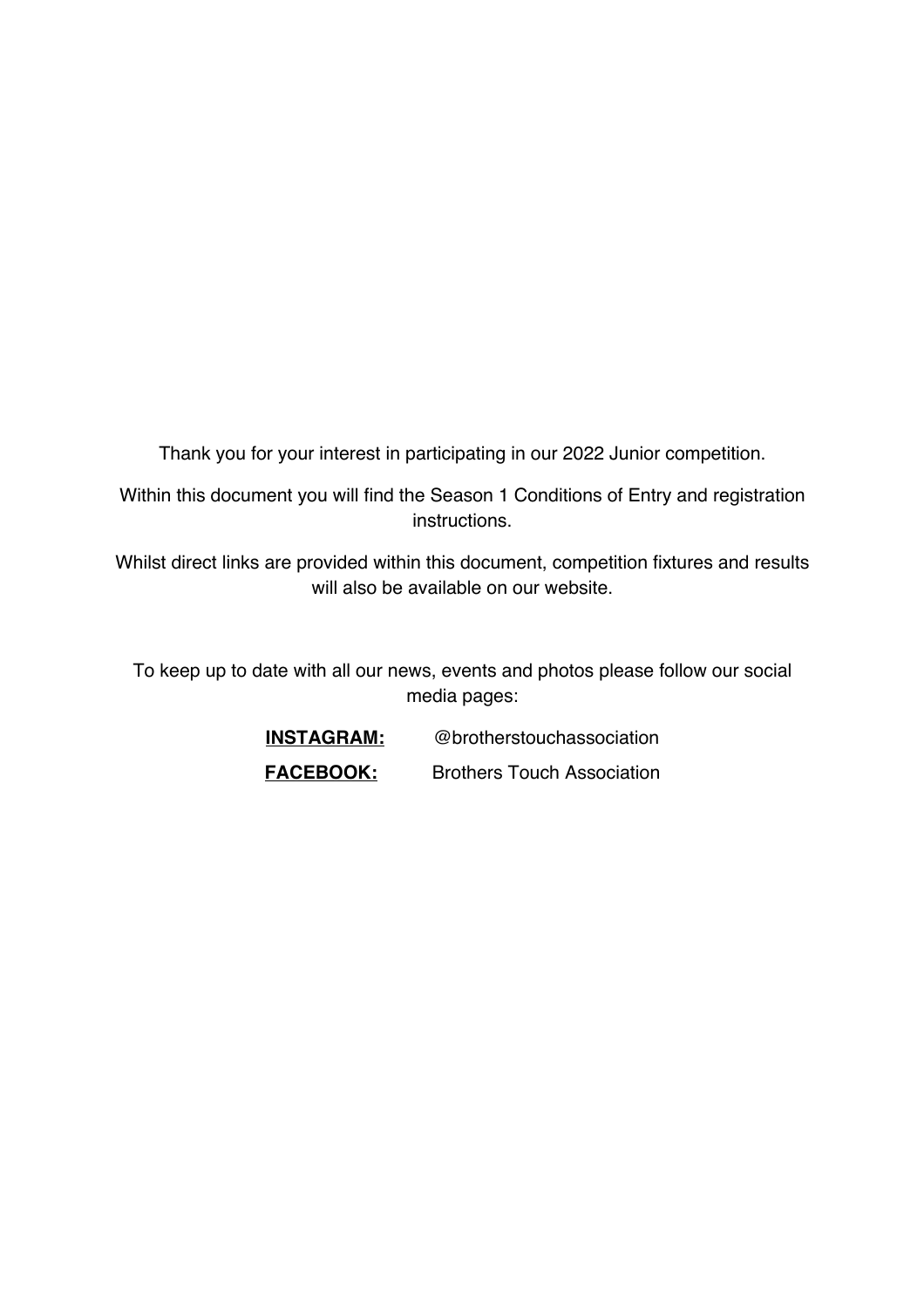Thank you for your interest in participating in our 2022 Junior competition.

Within this document you will find the Season 1 Conditions of Entry and registration instructions.

Whilst direct links are provided within this document, competition fixtures and results will also be available on our website.

To keep up to date with all our news, events and photos please follow our social media pages:

**INSTAGRAM:** @brotherstouchassociation

**FACEBOOK:** Brothers Touch Association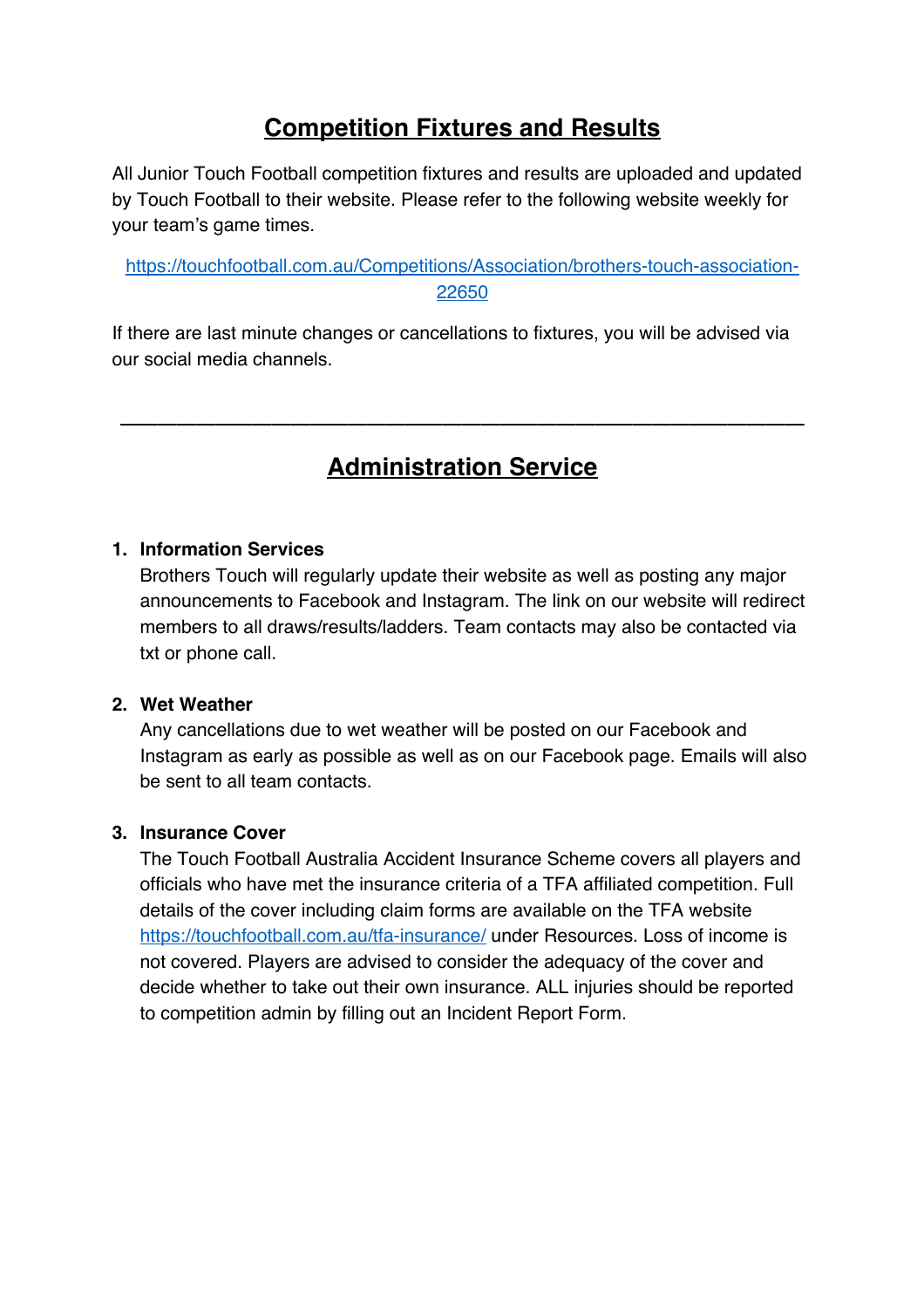# Competition Fixtures and Results

All Junior Touch Football competition fixtures and results are uploaded and updated by Touch Football to their website. Please refer to the following website weekly for your team's game times.

https://touchfootball.com.au/Competitions/Association/brothers-touch-association-22650

If there are last minute changes or cancellations to fixtures, you will be advised via our social media channels.

---

# Administration Service

1. **Information Services**
   Brothers Touch will regularly update their website as well as posting any major announcements to Facebook and Instagram. The link on our website will redirect members to all draws/results/ladders. Team contacts may also be contacted via txt or phone call.

2. **Wet Weather**
   Any cancellations due to wet weather will be posted on our Facebook and Instagram as early as possible as well as on our Facebook page. Emails will also be sent to all team contacts.

3. **Insurance Cover**
   The Touch Football Australia Accident Insurance Scheme covers all players and officials who have met the insurance criteria of a TFA affiliated competition. Full details of the cover including claim forms are available on the TFA website https://touchfootball.com.au/tfa-insurance/ under Resources. Loss of income is not covered. Players are advised to consider the adequacy of the cover and decide whether to take out their own insurance. ALL injuries should be reported to competition admin by filling out an Incident Report Form.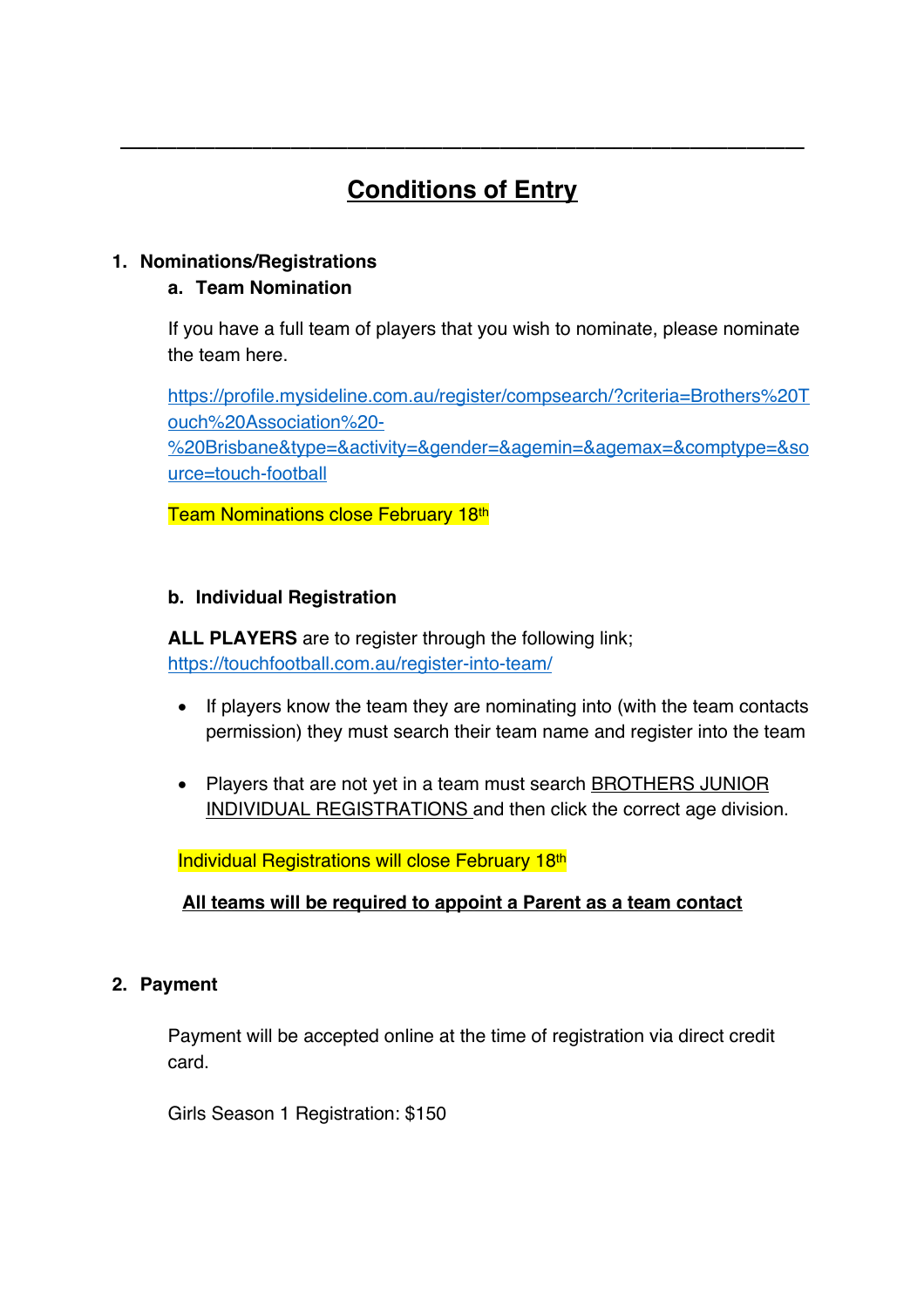---

# Conditions of Entry

1. **Nominations/Registrations**

   a. **Team Nomination**

   If you have a full team of players that you wish to nominate, please nominate the team here.

   https://profile.mysideline.com.au/register/compsearch/?criteria=Brothers%20Touch%20Association%20-%20Brisbane&type=&activity=&gender=&agemin=&agemax=&comptype=&source=touch-football

   Team Nominations close February 18th

   b. **Individual Registration**

   **ALL PLAYERS** are to register through the following link; https://touchfootball.com.au/register-into-team/

   - If players know the team they are nominating into (with the team contacts permission) they must search their team name and register into the team
   - Players that are not yet in a team must search BROTHERS JUNIOR INDIVIDUAL REGISTRATIONS and then click the correct age division.

   Individual Registrations will close February 18th

   **All teams will be required to appoint a Parent as a team contact**

2. **Payment**

   Payment will be accepted online at the time of registration via direct credit card.

   Girls Season 1 Registration: $150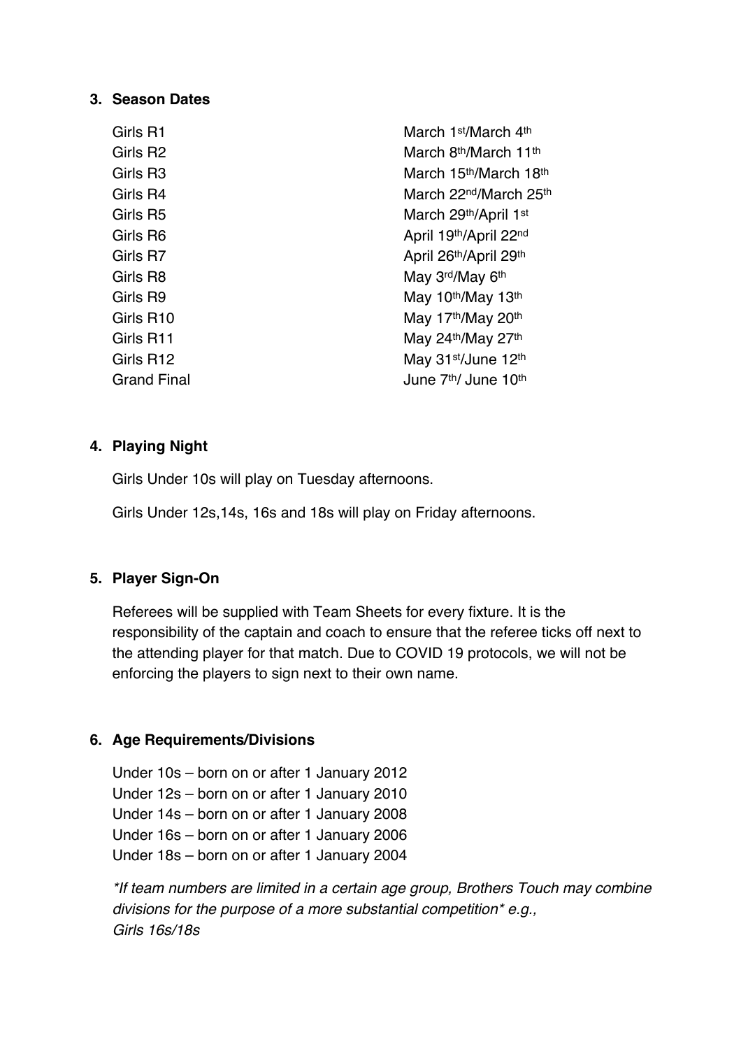## 3. Season Dates

| | |
|---|---|
| Girls R1 | March 1st/March 4th |
| Girls R2 | March 8th/March 11th |
| Girls R3 | March 15th/March 18th |
| Girls R4 | March 22nd/March 25th |
| Girls R5 | March 29th/April 1st |
| Girls R6 | April 19th/April 22nd |
| Girls R7 | April 26th/April 29th |
| Girls R8 | May 3rd/May 6th |
| Girls R9 | May 10th/May 13th |
| Girls R10 | May 17th/May 20th |
| Girls R11 | May 24th/May 27th |
| Girls R12 | May 31st/June 12th |
| Grand Final | June 7th/ June 10th |

## 4. Playing Night

Girls Under 10s will play on Tuesday afternoons.

Girls Under 12s,14s, 16s and 18s will play on Friday afternoons.

## 5. Player Sign-On

Referees will be supplied with Team Sheets for every fixture. It is the responsibility of the captain and coach to ensure that the referee ticks off next to the attending player for that match. Due to COVID 19 protocols, we will not be enforcing the players to sign next to their own name.

## 6. Age Requirements/Divisions

Under 10s – born on or after 1 January 2012
Under 12s – born on or after 1 January 2010
Under 14s – born on or after 1 January 2008
Under 16s – born on or after 1 January 2006
Under 18s – born on or after 1 January 2004

*\*If team numbers are limited in a certain age group, Brothers Touch may combine divisions for the purpose of a more substantial competition\* e.g., Girls 16s/18s*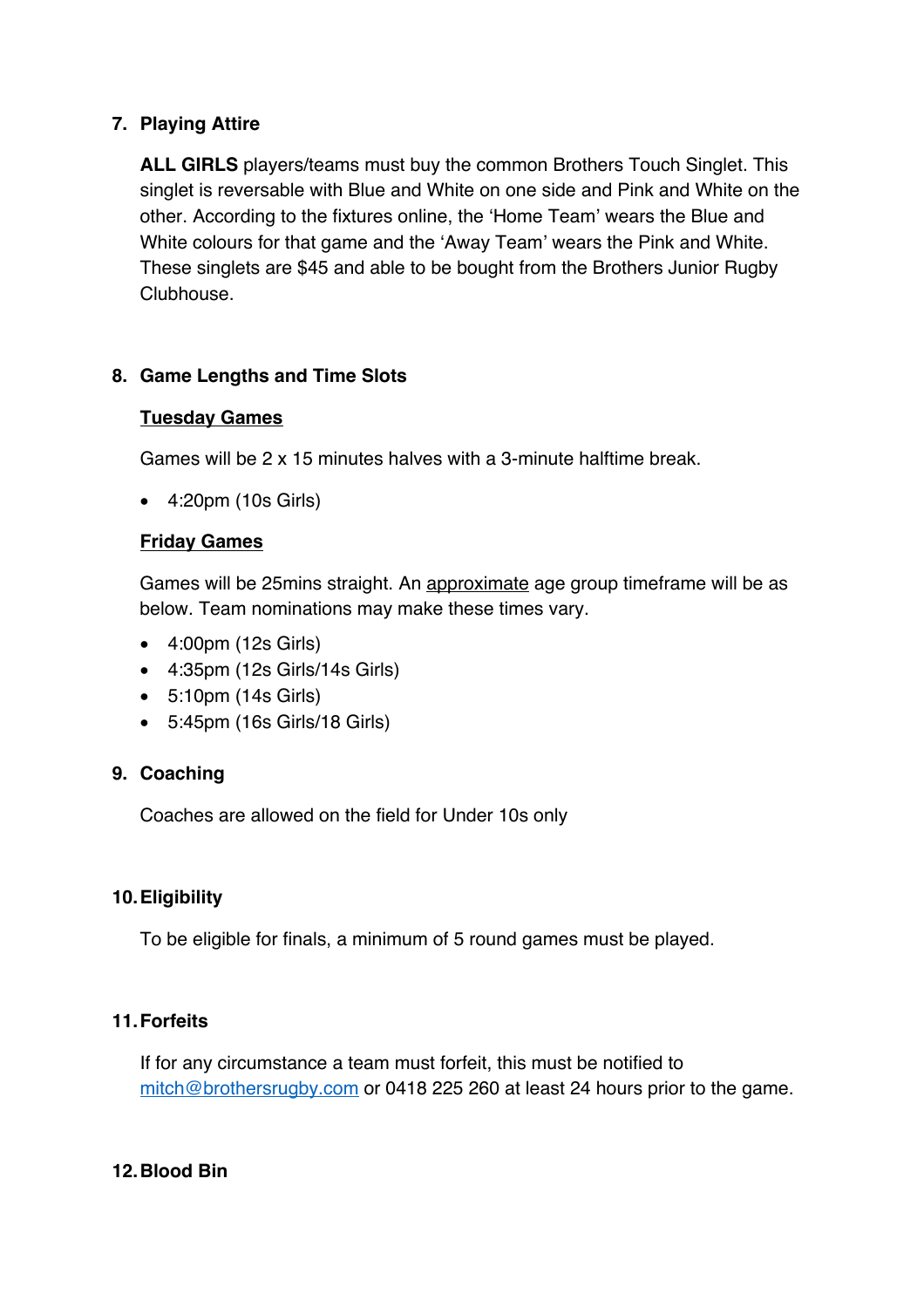## 7. Playing Attire

**ALL GIRLS** players/teams must buy the common Brothers Touch Singlet. This singlet is reversable with Blue and White on one side and Pink and White on the other. According to the fixtures online, the 'Home Team' wears the Blue and White colours for that game and the 'Away Team' wears the Pink and White. These singlets are $45 and able to be bought from the Brothers Junior Rugby Clubhouse.

## 8. Game Lengths and Time Slots

**Tuesday Games**

Games will be 2 x 15 minutes halves with a 3-minute halftime break.

- 4:20pm (10s Girls)

**Friday Games**

Games will be 25mins straight. An approximate age group timeframe will be as below. Team nominations may make these times vary.

- 4:00pm (12s Girls)
- 4:35pm (12s Girls/14s Girls)
- 5:10pm (14s Girls)
- 5:45pm (16s Girls/18 Girls)

## 9. Coaching

Coaches are allowed on the field for Under 10s only

## 10. Eligibility

To be eligible for finals, a minimum of 5 round games must be played.

## 11. Forfeits

If for any circumstance a team must forfeit, this must be notified to mitch@brothersrugby.com or 0418 225 260 at least 24 hours prior to the game.

## 12. Blood Bin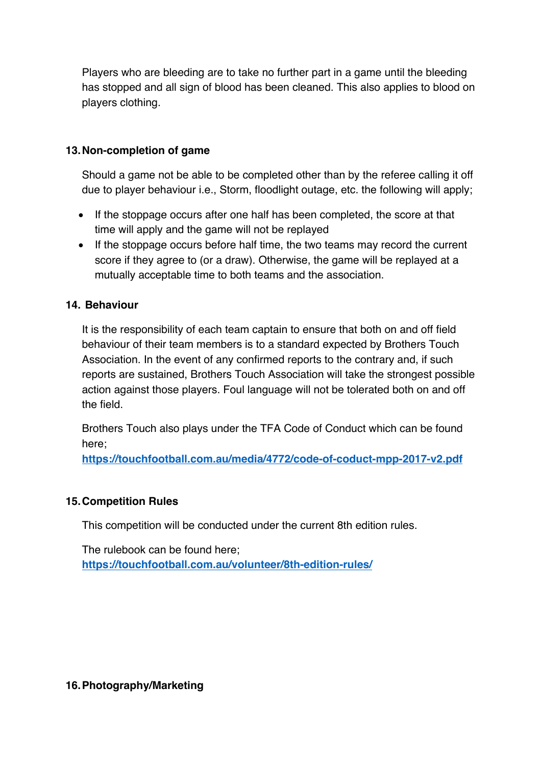Players who are bleeding are to take no further part in a game until the bleeding has stopped and all sign of blood has been cleaned. This also applies to blood on players clothing.

## 13. Non-completion of game

Should a game not be able to be completed other than by the referee calling it off due to player behaviour i.e., Storm, floodlight outage, etc. the following will apply;

- If the stoppage occurs after one half has been completed, the score at that time will apply and the game will not be replayed
- If the stoppage occurs before half time, the two teams may record the current score if they agree to (or a draw). Otherwise, the game will be replayed at a mutually acceptable time to both teams and the association.

## 14. Behaviour

It is the responsibility of each team captain to ensure that both on and off field behaviour of their team members is to a standard expected by Brothers Touch Association. In the event of any confirmed reports to the contrary and, if such reports are sustained, Brothers Touch Association will take the strongest possible action against those players. Foul language will not be tolerated both on and off the field.

Brothers Touch also plays under the TFA Code of Conduct which can be found here;
[https://touchfootball.com.au/media/4772/code-of-coduct-mpp-2017-v2.pdf](https://touchfootball.com.au/media/4772/code-of-coduct-mpp-2017-v2.pdf)

## 15. Competition Rules

This competition will be conducted under the current 8th edition rules.

The rulebook can be found here;
[https://touchfootball.com.au/volunteer/8th-edition-rules/](https://touchfootball.com.au/volunteer/8th-edition-rules/)

## 16. Photography/Marketing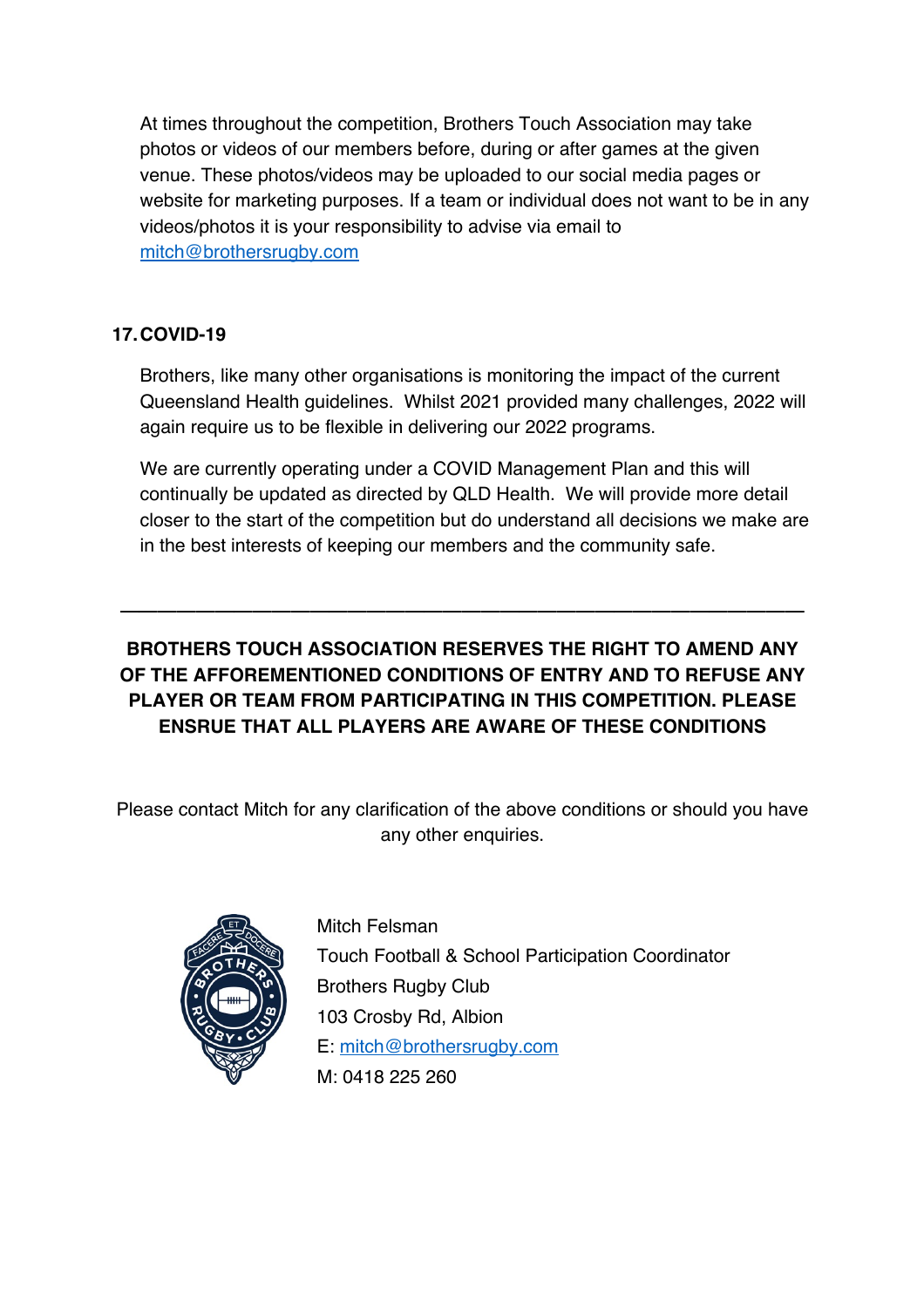At times throughout the competition, Brothers Touch Association may take photos or videos of our members before, during or after games at the given venue. These photos/videos may be uploaded to our social media pages or website for marketing purposes. If a team or individual does not want to be in any videos/photos it is your responsibility to advise via email to [mitch@brothersrugby.com](mailto:mitch@brothersrugby.com)

## 17. COVID-19

Brothers, like many other organisations is monitoring the impact of the current Queensland Health guidelines. Whilst 2021 provided many challenges, 2022 will again require us to be flexible in delivering our 2022 programs.

We are currently operating under a COVID Management Plan and this will continually be updated as directed by QLD Health. We will provide more detail closer to the start of the competition but do understand all decisions we make are in the best interests of keeping our members and the community safe.

---

**BROTHERS TOUCH ASSOCIATION RESERVES THE RIGHT TO AMEND ANY OF THE AFFOREMENTIONED CONDITIONS OF ENTRY AND TO REFUSE ANY PLAYER OR TEAM FROM PARTICIPATING IN THIS COMPETITION. PLEASE ENSRUE THAT ALL PLAYERS ARE AWARE OF THESE CONDITIONS**

Please contact Mitch for any clarification of the above conditions or should you have any other enquiries.

Mitch Felsman
Touch Football & School Participation Coordinator
Brothers Rugby Club
103 Crosby Rd, Albion
E: [mitch@brothersrugby.com](mailto:mitch@brothersrugby.com)
M: 0418 225 260